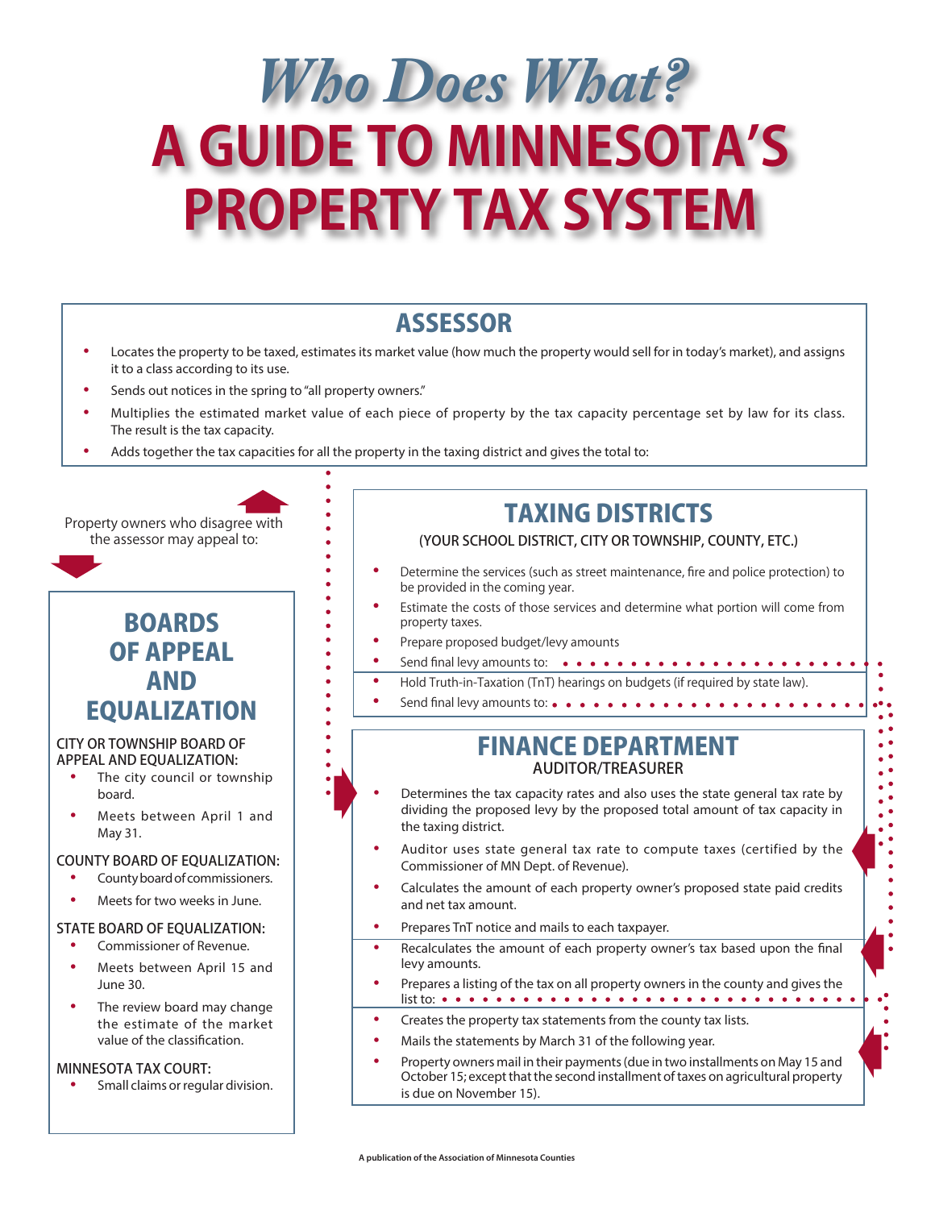# *Who Does What?*
# A GUIDE TO MINNESOTA'S PROPERTY TAX SYSTEM

## ASSESSOR

- Locates the property to be taxed, estimates its market value (how much the property would sell for in today's market), and assigns it to a class according to its use.
- Sends out notices in the spring to "all property owners."
- Multiplies the estimated market value of each piece of property by the tax capacity percentage set by law for its class. The result is the tax capacity.
- Adds together the tax capacities for all the property in the taxing district and gives the total to:

Property owners who disagree with the assessor may appeal to:

## BOARDS OF APPEAL AND EQUALIZATION

### CITY OR TOWNSHIP BOARD OF APPEAL AND EQUALIZATION:

- The city council or township board.
- Meets between April 1 and May 31.

### COUNTY BOARD OF EQUALIZATION:

- County board of commissioners.
- Meets for two weeks in June.

### STATE BOARD OF EQUALIZATION:

- Commissioner of Revenue.
- Meets between April 15 and June 30.
- The review board may change the estimate of the market value of the classification.

### MINNESOTA TAX COURT:

- Small claims or regular division.

## TAXING DISTRICTS

(YOUR SCHOOL DISTRICT, CITY OR TOWNSHIP, COUNTY, ETC.)

- Determine the services (such as street maintenance, fire and police protection) to be provided in the coming year.
- Estimate the costs of those services and determine what portion will come from property taxes.
- Prepare proposed budget/levy amounts
- Send final levy amounts to:

---

- Hold Truth-in-Taxation (TnT) hearings on budgets (if required by state law).
- Send final levy amounts to:

## FINANCE DEPARTMENT

AUDITOR/TREASURER

- Determines the tax capacity rates and also uses the state general tax rate by dividing the proposed levy by the proposed total amount of tax capacity in the taxing district.
- Auditor uses state general tax rate to compute taxes (certified by the Commissioner of MN Dept. of Revenue).
- Calculates the amount of each property owner's proposed state paid credits and net tax amount.
- Prepares TnT notice and mails to each taxpayer.

---

- Recalculates the amount of each property owner's tax based upon the final levy amounts.
- Prepares a listing of the tax on all property owners in the county and gives the list to:

---

- Creates the property tax statements from the county tax lists.
- Mails the statements by March 31 of the following year.
- Property owners mail in their payments (due in two installments on May 15 and October 15; except that the second installment of taxes on agricultural property is due on November 15).

A publication of the Association of Minnesota Counties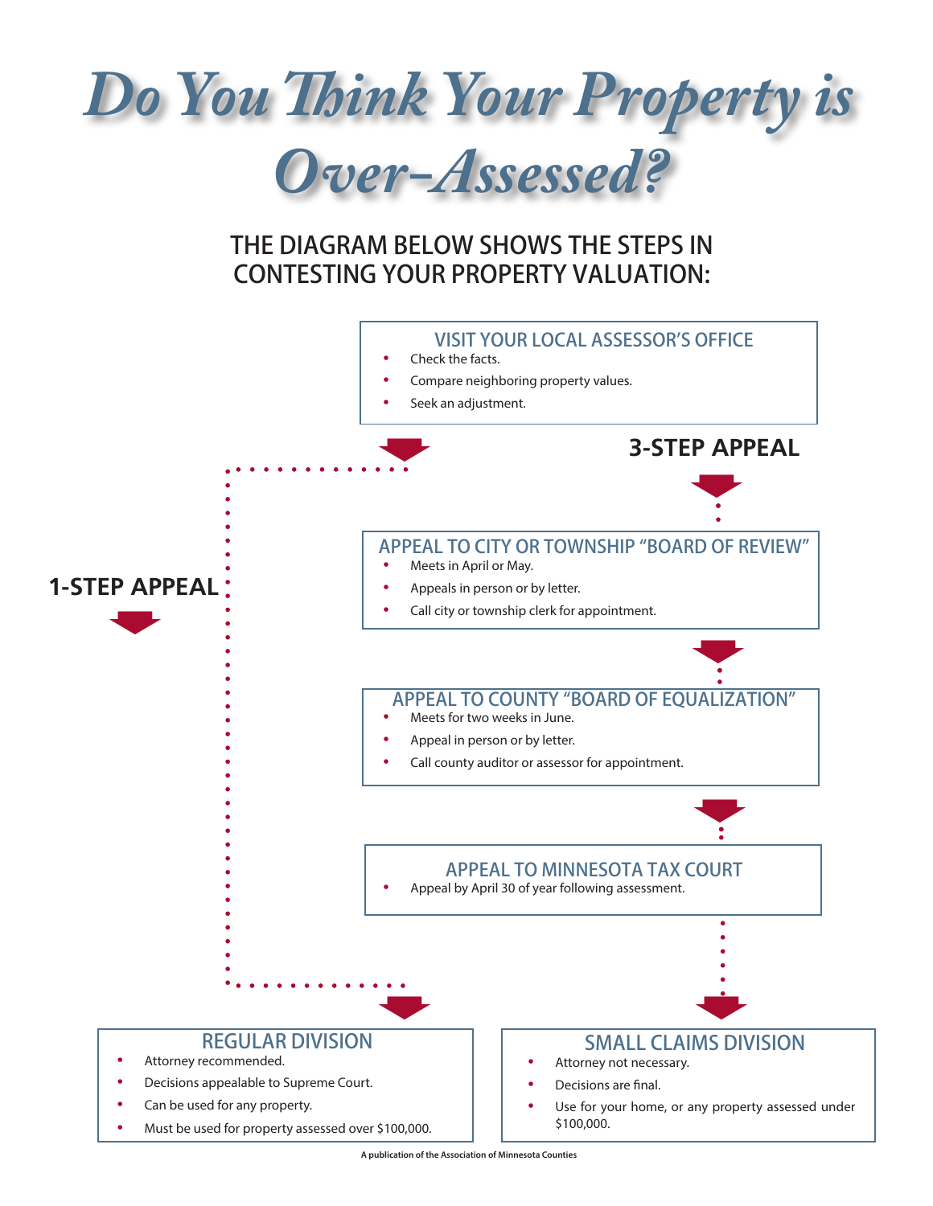# Do You Think Your Property is Over-Assessed?

## THE DIAGRAM BELOW SHOWS THE STEPS IN CONTESTING YOUR PROPERTY VALUATION:

### VISIT YOUR LOCAL ASSESSOR'S OFFICE

- Check the facts.
- Compare neighboring property values.
- Seek an adjustment.

**3-STEP APPEAL**

### APPEAL TO CITY OR TOWNSHIP "BOARD OF REVIEW"

- Meets in April or May.
- Appeals in person or by letter.
- Call city or township clerk for appointment.

**1-STEP APPEAL**

### APPEAL TO COUNTY "BOARD OF EQUALIZATION"

- Meets for two weeks in June.
- Appeal in person or by letter.
- Call county auditor or assessor for appointment.

### APPEAL TO MINNESOTA TAX COURT

- Appeal by April 30 of year following assessment.

### REGULAR DIVISION

- Attorney recommended.
- Decisions appealable to Supreme Court.
- Can be used for any property.
- Must be used for property assessed over $100,000.

### SMALL CLAIMS DIVISION

- Attorney not necessary.
- Decisions are final.
- Use for your home, or any property assessed under $100,000.

A publication of the Association of Minnesota Counties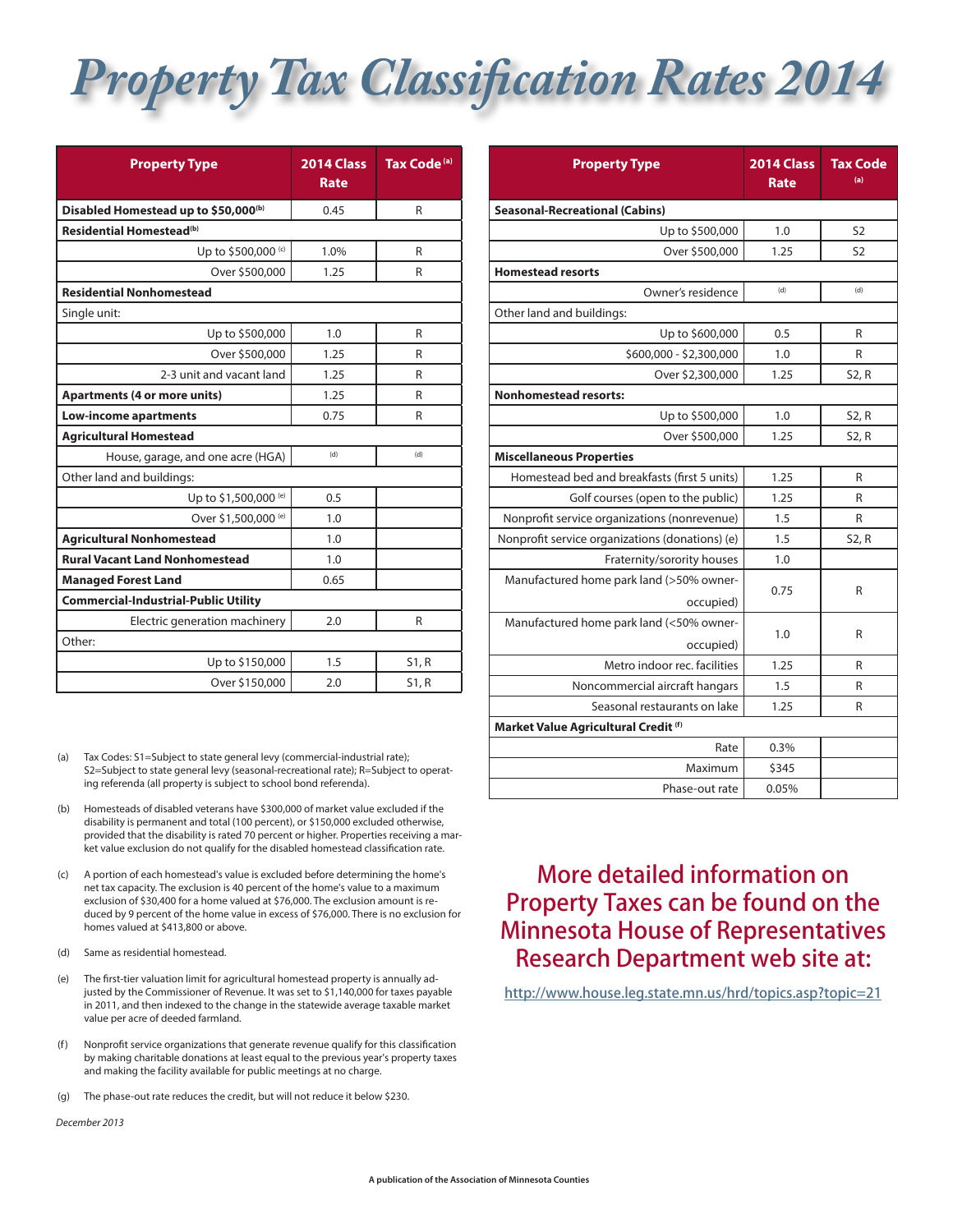# Property Tax Classification Rates 2014

| Property Type | 2014 Class Rate | Tax Code [a] |
|---|---|---|
| **Disabled Homestead up to $50,000[b]** | 0.45 | R |
| **Residential Homestead[b]** | | |
| Up to $500,000 [c] | 1.0% | R |
| Over $500,000 | 1.25 | R |
| **Residential Nonhomestead** | | |
| Single unit: | | |
| Up to $500,000 | 1.0 | R |
| Over $500,000 | 1.25 | R |
| 2-3 unit and vacant land | 1.25 | R |
| **Apartments (4 or more units)** | 1.25 | R |
| **Low-income apartments** | 0.75 | R |
| **Agricultural Homestead** | | |
| House, garage, and one acre (HGA) | (d) | (d) |
| Other land and buildings: | | |
| Up to $1,500,000 [e] | 0.5 | |
| Over $1,500,000 [e] | 1.0 | |
| **Agricultural Nonhomestead** | 1.0 | |
| **Rural Vacant Land Nonhomestead** | 1.0 | |
| **Managed Forest Land** | 0.65 | |
| **Commercial-Industrial-Public Utility** | | |
| Electric generation machinery | 2.0 | R |
| Other: | | |
| Up to $150,000 | 1.5 | S1, R |
| Over $150,000 | 2.0 | S1, R |

| Property Type | 2014 Class Rate | Tax Code [a] |
|---|---|---|
| **Seasonal-Recreational (Cabins)** | | |
| Up to $500,000 | 1.0 | S2 |
| Over $500,000 | 1.25 | S2 |
| **Homestead resorts** | | |
| Owner's residence | (d) | (d) |
| Other land and buildings: | | |
| Up to $600,000 | 0.5 | R |
| $600,000 - $2,300,000 | 1.0 | R |
| Over $2,300,000 | 1.25 | S2, R |
| **Nonhomestead resorts:** | | |
| Up to $500,000 | 1.0 | S2, R |
| Over $500,000 | 1.25 | S2, R |
| **Miscellaneous Properties** | | |
| Homestead bed and breakfasts (first 5 units) | 1.25 | R |
| Golf courses (open to the public) | 1.25 | R |
| Nonprofit service organizations (nonrevenue) | 1.5 | R |
| Nonprofit service organizations (donations) (e) | 1.5 | S2, R |
| Fraternity/sorority houses | 1.0 | |
| Manufactured home park land (>50% owner-occupied) | 0.75 | R |
| Manufactured home park land (<50% owner-occupied) | 1.0 | R |
| Metro indoor rec. facilities | 1.25 | R |
| Noncommercial aircraft hangars | 1.5 | R |
| Seasonal restaurants on lake | 1.25 | R |
| **Market Value Agricultural Credit [f]** | | |
| Rate | 0.3% | |
| Maximum | $345 | |
| Phase-out rate | 0.05% | |

(a) Tax Codes: S1=Subject to state general levy (commercial-industrial rate); S2=Subject to state general levy (seasonal-recreational rate); R=Subject to operating referenda (all property is subject to school bond referenda).

(b) Homesteads of disabled veterans have $300,000 of market value excluded if the disability is permanent and total (100 percent), or $150,000 excluded otherwise, provided that the disability is rated 70 percent or higher. Properties receiving a market value exclusion do not qualify for the disabled homestead classification rate.

(c) A portion of each homestead's value is excluded before determining the home's net tax capacity. The exclusion is 40 percent of the home's value to a maximum exclusion of $30,400 for a home valued at $76,000. The exclusion amount is reduced by 9 percent of the home value in excess of $76,000. There is no exclusion for homes valued at $413,800 or above.

(d) Same as residential homestead.

(e) The first-tier valuation limit for agricultural homestead property is annually adjusted by the Commissioner of Revenue. It was set to $1,140,000 for taxes payable in 2011, and then indexed to the change in the statewide average taxable market value per acre of deeded farmland.

(f) Nonprofit service organizations that generate revenue qualify for this classification by making charitable donations at least equal to the previous year's property taxes and making the facility available for public meetings at no charge.

(g) The phase-out rate reduces the credit, but will not reduce it below $230.

*December 2013*

## More detailed information on Property Taxes can be found on the Minnesota House of Representatives Research Department web site at:

http://www.house.leg.state.mn.us/hrd/topics.asp?topic=21

A publication of the Association of Minnesota Counties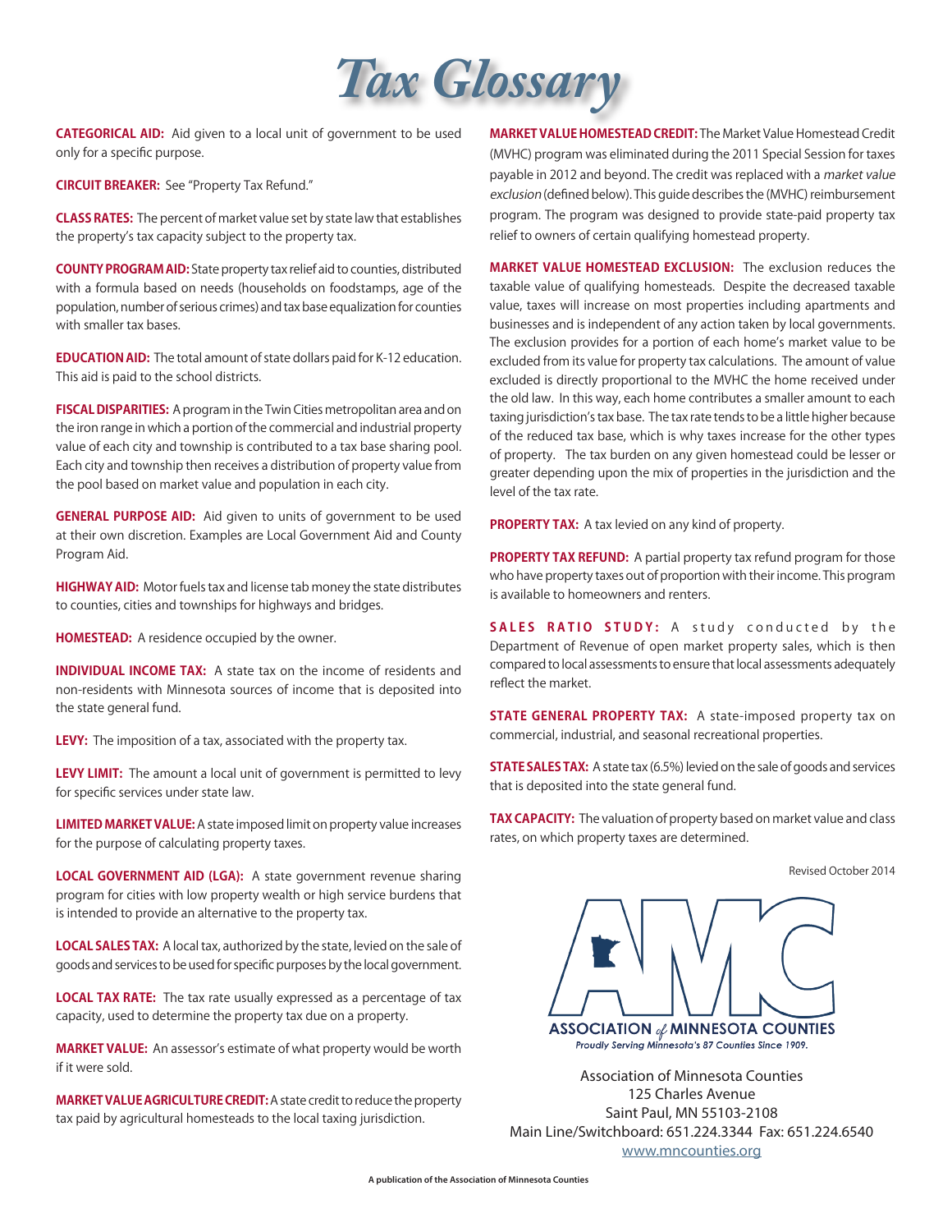# Tax Glossary

**CATEGORICAL AID:** Aid given to a local unit of government to be used only for a specific purpose.

**CIRCUIT BREAKER:** See "Property Tax Refund."

**CLASS RATES:** The percent of market value set by state law that establishes the property's tax capacity subject to the property tax.

**COUNTY PROGRAM AID:** State property tax relief aid to counties, distributed with a formula based on needs (households on foodstamps, age of the population, number of serious crimes) and tax base equalization for counties with smaller tax bases.

**EDUCATION AID:** The total amount of state dollars paid for K-12 education. This aid is paid to the school districts.

**FISCAL DISPARITIES:** A program in the Twin Cities metropolitan area and on the iron range in which a portion of the commercial and industrial property value of each city and township is contributed to a tax base sharing pool. Each city and township then receives a distribution of property value from the pool based on market value and population in each city.

**GENERAL PURPOSE AID:** Aid given to units of government to be used at their own discretion. Examples are Local Government Aid and County Program Aid.

**HIGHWAY AID:** Motor fuels tax and license tab money the state distributes to counties, cities and townships for highways and bridges.

**HOMESTEAD:** A residence occupied by the owner.

**INDIVIDUAL INCOME TAX:** A state tax on the income of residents and non-residents with Minnesota sources of income that is deposited into the state general fund.

**LEVY:** The imposition of a tax, associated with the property tax.

**LEVY LIMIT:** The amount a local unit of government is permitted to levy for specific services under state law.

**LIMITED MARKET VALUE:** A state imposed limit on property value increases for the purpose of calculating property taxes.

**LOCAL GOVERNMENT AID (LGA):** A state government revenue sharing program for cities with low property wealth or high service burdens that is intended to provide an alternative to the property tax.

**LOCAL SALES TAX:** A local tax, authorized by the state, levied on the sale of goods and services to be used for specific purposes by the local government.

**LOCAL TAX RATE:** The tax rate usually expressed as a percentage of tax capacity, used to determine the property tax due on a property.

**MARKET VALUE:** An assessor's estimate of what property would be worth if it were sold.

**MARKET VALUE AGRICULTURE CREDIT:** A state credit to reduce the property tax paid by agricultural homesteads to the local taxing jurisdiction.

**MARKET VALUE HOMESTEAD CREDIT:** The Market Value Homestead Credit (MVHC) program was eliminated during the 2011 Special Session for taxes payable in 2012 and beyond. The credit was replaced with a *market value exclusion* (defined below). This guide describes the (MVHC) reimbursement program. The program was designed to provide state-paid property tax relief to owners of certain qualifying homestead property.

**MARKET VALUE HOMESTEAD EXCLUSION:** The exclusion reduces the taxable value of qualifying homesteads. Despite the decreased taxable value, taxes will increase on most properties including apartments and businesses and is independent of any action taken by local governments. The exclusion provides for a portion of each home's market value to be excluded from its value for property tax calculations. The amount of value excluded is directly proportional to the MVHC the home received under the old law. In this way, each home contributes a smaller amount to each taxing jurisdiction's tax base. The tax rate tends to be a little higher because of the reduced tax base, which is why taxes increase for the other types of property. The tax burden on any given homestead could be lesser or greater depending upon the mix of properties in the jurisdiction and the level of the tax rate.

**PROPERTY TAX:** A tax levied on any kind of property.

**PROPERTY TAX REFUND:** A partial property tax refund program for those who have property taxes out of proportion with their income. This program is available to homeowners and renters.

**SALES RATIO STUDY:** A study conducted by the Department of Revenue of open market property sales, which is then compared to local assessments to ensure that local assessments adequately reflect the market.

**STATE GENERAL PROPERTY TAX:** A state-imposed property tax on commercial, industrial, and seasonal recreational properties.

**STATE SALES TAX:** A state tax (6.5%) levied on the sale of goods and services that is deposited into the state general fund.

**TAX CAPACITY:** The valuation of property based on market value and class rates, on which property taxes are determined.

Revised October 2014

ASSOCIATION *of* MINNESOTA COUNTIES
*Proudly Serving Minnesota's 87 Counties Since 1909.*

Association of Minnesota Counties
125 Charles Avenue
Saint Paul, MN 55103-2108
Main Line/Switchboard: 651.224.3344 Fax: 651.224.6540
www.mncounties.org

**A publication of the Association of Minnesota Counties**